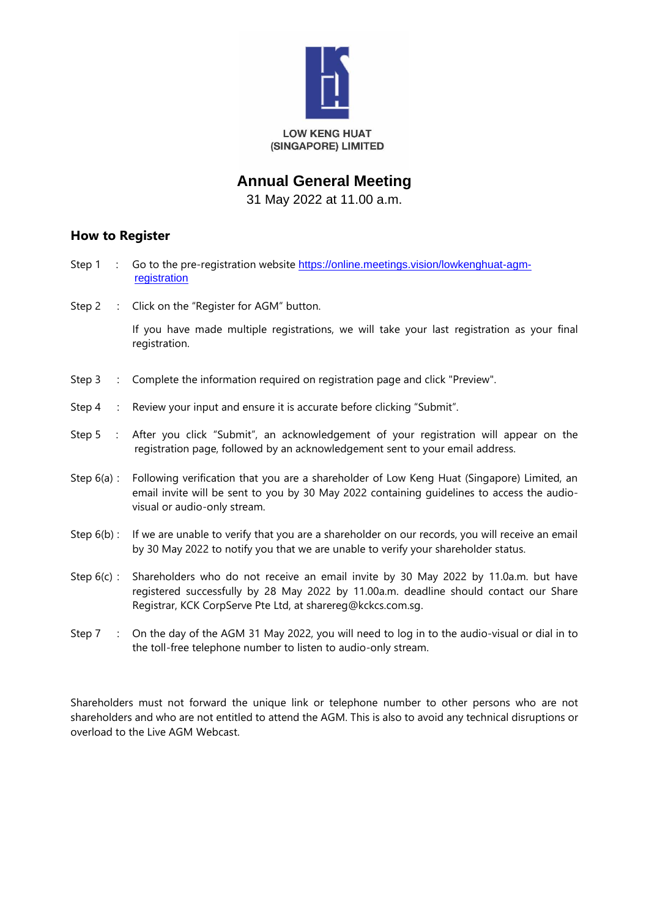LOW KENG HUAT
(SINGAPORE) LIMITED

# Annual General Meeting

31 May 2022 at 11.00 a.m.

## How to Register

Step 1 : Go to the pre-registration website [https://online.meetings.vision/lowkenghuat-agm-registration](https://online.meetings.vision/lowkenghuat-agm-registration)

Step 2 : Click on the "Register for AGM" button.

If you have made multiple registrations, we will take your last registration as your final registration.

Step 3 : Complete the information required on registration page and click "Preview".

Step 4 : Review your input and ensure it is accurate before clicking "Submit".

Step 5 : After you click "Submit", an acknowledgement of your registration will appear on the registration page, followed by an acknowledgement sent to your email address.

Step 6(a) : Following verification that you are a shareholder of Low Keng Huat (Singapore) Limited, an email invite will be sent to you by 30 May 2022 containing guidelines to access the audio-visual or audio-only stream.

Step 6(b) : If we are unable to verify that you are a shareholder on our records, you will receive an email by 30 May 2022 to notify you that we are unable to verify your shareholder status.

Step 6(c) : Shareholders who do not receive an email invite by 30 May 2022 by 11.0a.m. but have registered successfully by 28 May 2022 by 11.00a.m. deadline should contact our Share Registrar, KCK CorpServe Pte Ltd, at sharereg@kckcs.com.sg.

Step 7 : On the day of the AGM 31 May 2022, you will need to log in to the audio-visual or dial in to the toll-free telephone number to listen to audio-only stream.

Shareholders must not forward the unique link or telephone number to other persons who are not shareholders and who are not entitled to attend the AGM. This is also to avoid any technical disruptions or overload to the Live AGM Webcast.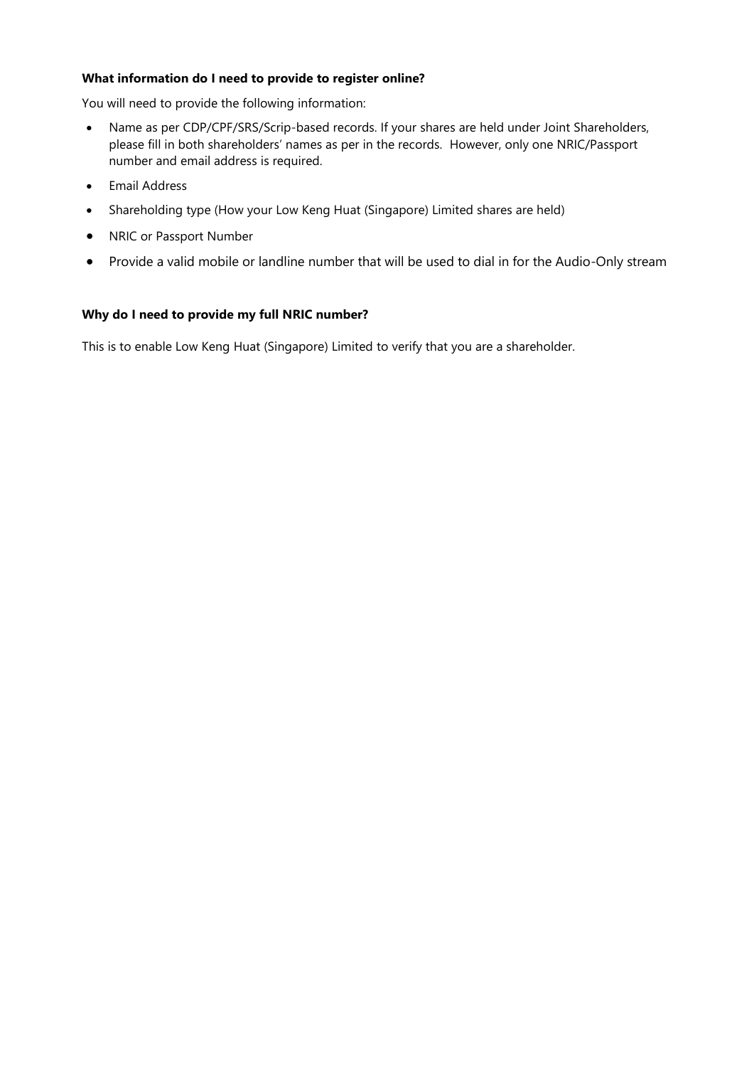**What information do I need to provide to register online?**

You will need to provide the following information:

- Name as per CDP/CPF/SRS/Scrip-based records. If your shares are held under Joint Shareholders, please fill in both shareholders' names as per in the records. However, only one NRIC/Passport number and email address is required.
- Email Address
- Shareholding type (How your Low Keng Huat (Singapore) Limited shares are held)
- NRIC or Passport Number
- Provide a valid mobile or landline number that will be used to dial in for the Audio-Only stream

**Why do I need to provide my full NRIC number?**

This is to enable Low Keng Huat (Singapore) Limited to verify that you are a shareholder.